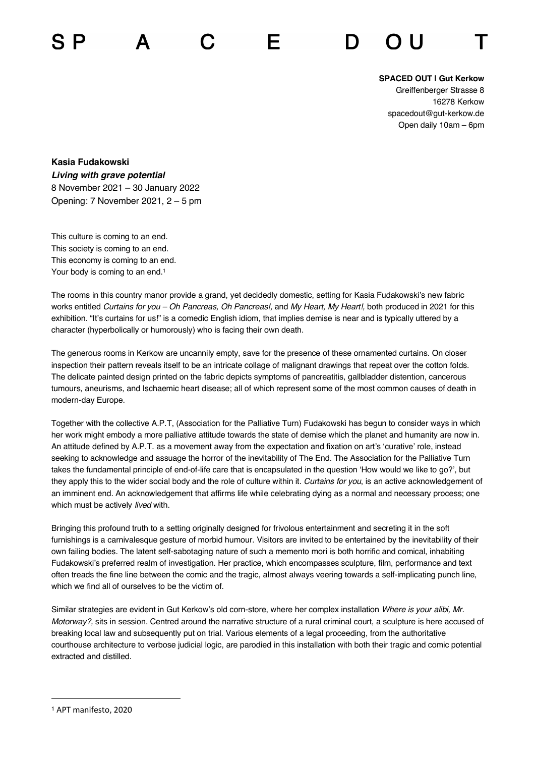# S P A C E D O U T

**SPACED OUT | Gut Kerkow**
Greiffenberger Strasse 8
16278 Kerkow
spacedout@gut-kerkow.de
Open daily 10am – 6pm

**Kasia Fudakowski**
***Living with grave potential***
8 November 2021 – 30 January 2022
Opening: 7 November 2021, 2 – 5 pm

This culture is coming to an end.
This society is coming to an end.
This economy is coming to an end.
Your body is coming to an end.[1]

The rooms in this country manor provide a grand, yet decidedly domestic, setting for Kasia Fudakowski's new fabric works entitled *Curtains for you – Oh Pancreas, Oh Pancreas!,* and *My Heart, My Heart!,* both produced in 2021 for this exhibition. "It's curtains for us!" is a comedic English idiom, that implies demise is near and is typically uttered by a character (hyperbolically or humorously) who is facing their own death.

The generous rooms in Kerkow are uncannily empty, save for the presence of these ornamented curtains. On closer inspection their pattern reveals itself to be an intricate collage of malignant drawings that repeat over the cotton folds. The delicate painted design printed on the fabric depicts symptoms of pancreatitis, gallbladder distention, cancerous tumours, aneurisms, and Ischaemic heart disease; all of which represent some of the most common causes of death in modern-day Europe.

Together with the collective A.P.T, (Association for the Palliative Turn) Fudakowski has begun to consider ways in which her work might embody a more palliative attitude towards the state of demise which the planet and humanity are now in. An attitude defined by A.P.T. as a movement away from the expectation and fixation on art's 'curative' role, instead seeking to acknowledge and assuage the horror of the inevitability of The End. The Association for the Palliative Turn takes the fundamental principle of end-of-life care that is encapsulated in the question 'How would we like to go?', but they apply this to the wider social body and the role of culture within it. *Curtains for you*, is an active acknowledgement of an imminent end. An acknowledgement that affirms life while celebrating dying as a normal and necessary process; one which must be actively *lived* with.

Bringing this profound truth to a setting originally designed for frivolous entertainment and secreting it in the soft furnishings is a carnivalesque gesture of morbid humour. Visitors are invited to be entertained by the inevitability of their own failing bodies. The latent self-sabotaging nature of such a memento mori is both horrific and comical, inhabiting Fudakowski's preferred realm of investigation. Her practice, which encompasses sculpture, film, performance and text often treads the fine line between the comic and the tragic, almost always veering towards a self-implicating punch line, which we find all of ourselves to be the victim of.

Similar strategies are evident in Gut Kerkow's old corn-store, where her complex installation *Where is your alibi, Mr. Motorway?,* sits in session. Centred around the narrative structure of a rural criminal court, a sculpture is here accused of breaking local law and subsequently put on trial. Various elements of a legal proceeding, from the authoritative courthouse architecture to verbose judicial logic, are parodied in this installation with both their tragic and comic potential extracted and distilled.

[1] APT manifesto, 2020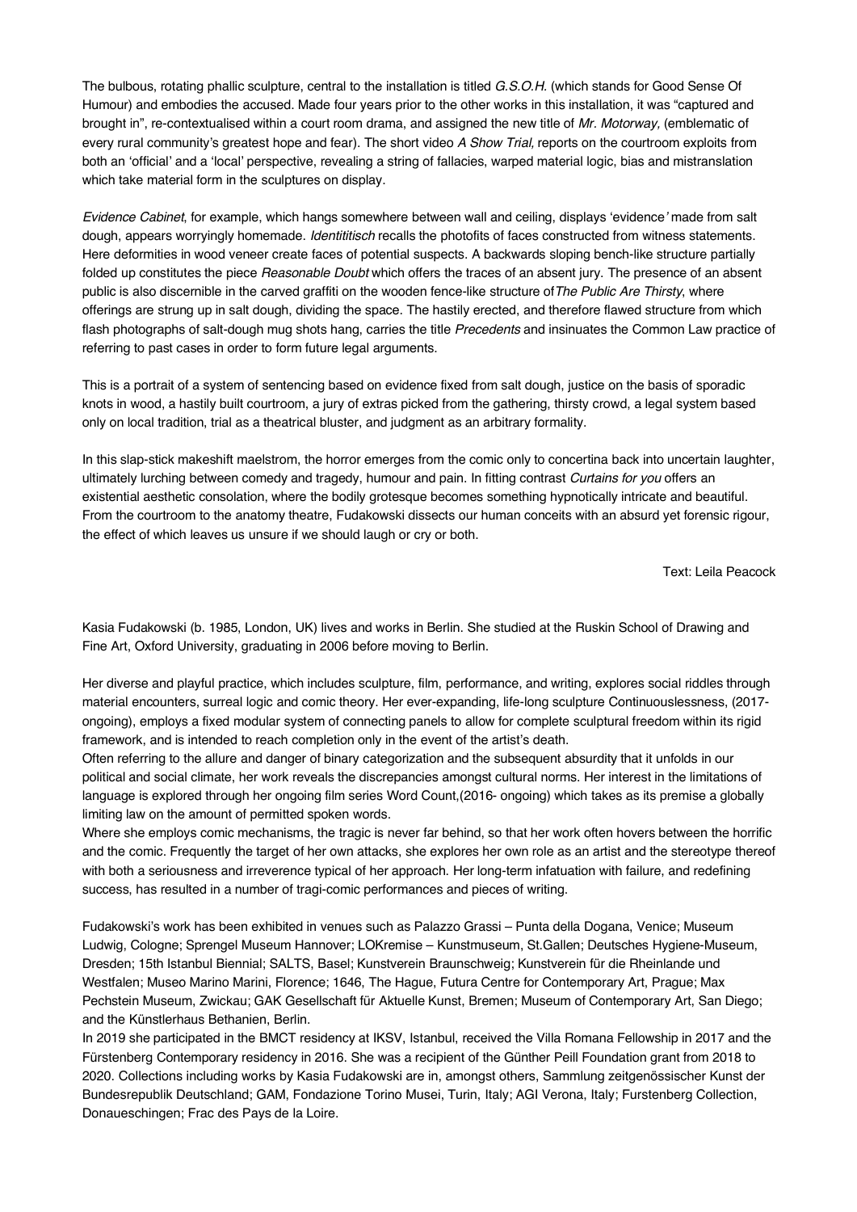The bulbous, rotating phallic sculpture, central to the installation is titled *G.S.O.H.* (which stands for Good Sense Of Humour) and embodies the accused. Made four years prior to the other works in this installation, it was "captured and brought in", re-contextualised within a court room drama, and assigned the new title of *Mr. Motorway,* (emblematic of every rural community's greatest hope and fear). The short video *A Show Trial,* reports on the courtroom exploits from both an 'official' and a 'local' perspective, revealing a string of fallacies, warped material logic, bias and mistranslation which take material form in the sculptures on display.

*Evidence Cabinet*, for example, which hangs somewhere between wall and ceiling, displays 'evidence*'* made from salt dough, appears worryingly homemade. *Identititisch* recalls the photofits of faces constructed from witness statements. Here deformities in wood veneer create faces of potential suspects. A backwards sloping bench-like structure partially folded up constitutes the piece *Reasonable Doubt* which offers the traces of an absent jury. The presence of an absent public is also discernible in the carved graffiti on the wooden fence-like structure of*The Public Are Thirsty*, where offerings are strung up in salt dough, dividing the space. The hastily erected, and therefore flawed structure from which flash photographs of salt-dough mug shots hang, carries the title *Precedents* and insinuates the Common Law practice of referring to past cases in order to form future legal arguments.

This is a portrait of a system of sentencing based on evidence fixed from salt dough, justice on the basis of sporadic knots in wood, a hastily built courtroom, a jury of extras picked from the gathering, thirsty crowd, a legal system based only on local tradition, trial as a theatrical bluster, and judgment as an arbitrary formality.

In this slap-stick makeshift maelstrom, the horror emerges from the comic only to concertina back into uncertain laughter, ultimately lurching between comedy and tragedy, humour and pain. In fitting contrast *Curtains for you* offers an existential aesthetic consolation, where the bodily grotesque becomes something hypnotically intricate and beautiful. From the courtroom to the anatomy theatre, Fudakowski dissects our human conceits with an absurd yet forensic rigour, the effect of which leaves us unsure if we should laugh or cry or both.

Text: Leila Peacock

Kasia Fudakowski (b. 1985, London, UK) lives and works in Berlin. She studied at the Ruskin School of Drawing and Fine Art, Oxford University, graduating in 2006 before moving to Berlin.

Her diverse and playful practice, which includes sculpture, film, performance, and writing, explores social riddles through material encounters, surreal logic and comic theory. Her ever-expanding, life-long sculpture Continuouslessness, (2017-ongoing), employs a fixed modular system of connecting panels to allow for complete sculptural freedom within its rigid framework, and is intended to reach completion only in the event of the artist's death.
Often referring to the allure and danger of binary categorization and the subsequent absurdity that it unfolds in our political and social climate, her work reveals the discrepancies amongst cultural norms. Her interest in the limitations of language is explored through her ongoing film series Word Count,(2016- ongoing) which takes as its premise a globally limiting law on the amount of permitted spoken words.
Where she employs comic mechanisms, the tragic is never far behind, so that her work often hovers between the horrific and the comic. Frequently the target of her own attacks, she explores her own role as an artist and the stereotype thereof with both a seriousness and irreverence typical of her approach. Her long-term infatuation with failure, and redefining success, has resulted in a number of tragi-comic performances and pieces of writing.

Fudakowski's work has been exhibited in venues such as Palazzo Grassi – Punta della Dogana, Venice; Museum Ludwig, Cologne; Sprengel Museum Hannover; LOKremise – Kunstmuseum, St.Gallen; Deutsches Hygiene-Museum, Dresden; 15th Istanbul Biennial; SALTS, Basel; Kunstverein Braunschweig; Kunstverein für die Rheinlande und Westfalen; Museo Marino Marini, Florence; 1646, The Hague, Futura Centre for Contemporary Art, Prague; Max Pechstein Museum, Zwickau; GAK Gesellschaft für Aktuelle Kunst, Bremen; Museum of Contemporary Art, San Diego; and the Künstlerhaus Bethanien, Berlin.
In 2019 she participated in the BMCT residency at IKSV, Istanbul, received the Villa Romana Fellowship in 2017 and the Fürstenberg Contemporary residency in 2016. She was a recipient of the Günther Peill Foundation grant from 2018 to 2020. Collections including works by Kasia Fudakowski are in, amongst others, Sammlung zeitgenössischer Kunst der Bundesrepublik Deutschland; GAM, Fondazione Torino Musei, Turin, Italy; AGI Verona, Italy; Furstenberg Collection, Donaueschingen; Frac des Pays de la Loire.